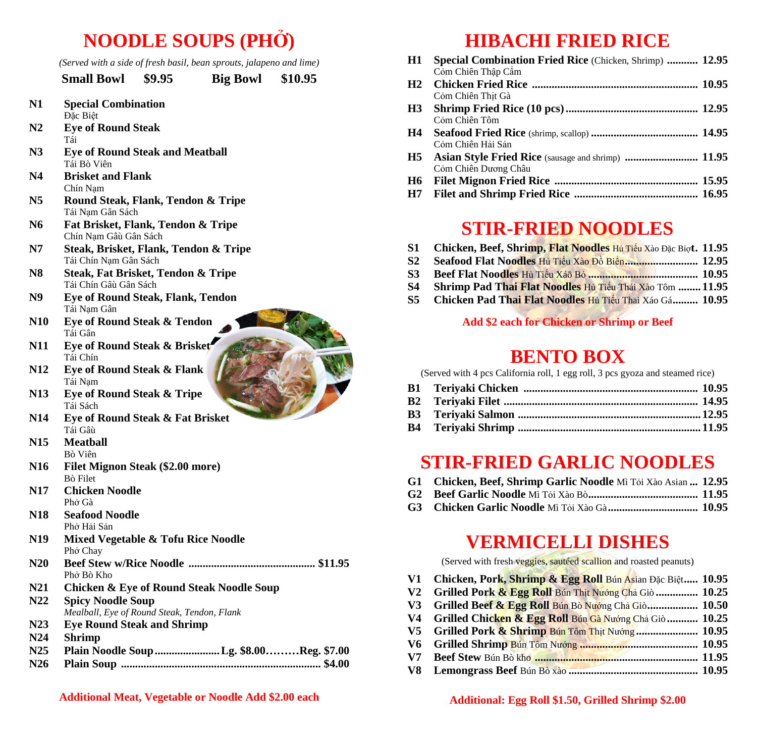# NOODLE SOUPS (PHỞ)

*(Served with a side of fresh basil, bean sprouts, jalapeno and lime)*

**Small Bowl $9.95 Big Bowl $10.95**

**N1 Special Combination**
Đặc Biệt

**N2 Eye of Round Steak**
Tái

**N3 Eye of Round Steak and Meatball**
Tái Bò Viên

**N4 Brisket and Flank**
Chín Nạm

**N5 Round Steak, Flank, Tendon & Tripe**
Tái Nạm Gân Sách

**N6 Fat Brisket, Flank, Tendon & Tripe**
Chín Nạm Gầu Gân Sách

**N7 Steak, Brisket, Flank, Tendon & Tripe**
Tái Chín Nạm Gân Sách

**N8 Steak, Fat Brisket, Tendon & Tripe**
Tái Chín Gầu Gân Sách

**N9 Eye of Round Steak, Flank, Tendon**
Tái Nạm Gân

**N10 Eye of Round Steak & Tendon**
Tái Gân

**N11 Eye of Round Steak & Brisket**
Tái Chín

**N12 Eye of Round Steak & Flank**
Tái Nạm

**N13 Eye of Round Steak & Tripe**
Tái Sách

**N14 Eye of Round Steak & Fat Brisket**
Tái Gầu

**N15 Meatball**
Bò Viên

**N16 Filet Mignon Steak ($2.00 more)**
Bò Filet

**N17 Chicken Noodle**
Phở Gà

**N18 Seafood Noodle**
Phở Hải Sản

**N19 Mixed Vegetable & Tofu Rice Noodle**
Phở Chay

**N20 Beef Stew w/Rice Noodle ............................................ $11.95**
Phở Bò Kho

**N21 Chicken & Eye of Round Steak Noodle Soup**

**N22 Spicy Noodle Soup**
*Mealball, Eye of Round Steak, Tendon, Flank*

**N23 Eye Round Steak and Shrimp**

**N24 Shrimp**

**N25 Plain Noodle Soup.......................Lg. $8.00………Reg. $7.00**

**N26 Plain Soup ..................................................................... $4.00**

**Additional Meat, Vegetable or Noodle Add $2.00 each**

# HIBACHI FRIED RICE

**H1 Special Combination Fried Rice** (Chicken, Shrimp) **........... 12.95**
Cơm Chiên Thập Cẩm

**H2 Chicken Fried Rice .......................................................... 10.95**
Cơm Chiên Thịt Gà

**H3 Shrimp Fried Rice (10 pcs)............................................... 12.95**
Cơm Chiên Tôm

**H4 Seafood Fried Rice** (shrimp, scallop) **...................................... 14.95**
Cơm Chiên Hải Sản

**H5 Asian Style Fried Rice** (sausage and shrimp) **.......................... 11.95**
Cơm Chiên Dương Châu

**H6 Filet Mignon Fried Rice ................................................... 15.95**

**H7 Filet and Shrimp Fried Rice ............................................ 16.95**

# STIR-FRIED NOODLES

**S1 Chicken, Beef, Shrimp, Flat Noodles** Hủ Tiếu Xào Đặc Biệt**. 11.95**

**S2 Seafood Flat Noodles** Hủ Tiếu Xào Đồ Biển**......................... 12.95**

**S3 Beef Flat Noodles** Hủ Tiếu Xào Bò **...................................... 10.95**

**S4 Shrimp Pad Thai Flat Noodles** Hủ Tiếu Thái Xào Tôm **........ 11.95**

**S5 Chicken Pad Thai Flat Noodles** Hủ Tiếu Thai Xáo Gá**......... 10.95**

**Add $2 each for Chicken or Shrimp or Beef**

# BENTO BOX

(Served with 4 pcs California roll, 1 egg roll, 3 pcs gyoza and steamed rice)

**B1 Teriyaki Chicken ............................................................. 10.95**

**B2 Teriyaki Filet .................................................................... 14.95**

**B3 Teriyaki Salmon ................................................................ 12.95**

**B4 Teriyaki Shrimp ................................................................ 11.95**

# STIR-FRIED GARLIC NOODLES

**G1 Chicken, Beef, Shrimp Garlic Noodle** Mì Tỏi Xào Asian **... 12.95**

**G2 Beef Garlic Noodle** Mì Tỏi Xào Bò**...................................... 11.95**

**G3 Chicken Garlic Noodle** Mì Tỏi Xào Gà**................................ 10.95**

# VERMICELLI DISHES

(Served with fresh veggies, sautéed scallion and roasted peanuts)

**V1 Chicken, Pork, Shrimp & Egg Roll** Bún Asian Đặc Biệt**..... 10.95**

**V2 Grilled Pork & Egg Roll** Bún Thịt Nướng Chả Giò **............... 10.25**

**V3 Grilled Beef & Egg Roll** Bún Bò Nướng Chả Giò**.................. 10.50**

**V4 Grilled Chicken & Egg Roll** Bún Gà Nướng Chả Giò **........... 10.25**

**V5 Grilled Pork & Shrimp** Bún Tôm Thịt Nướng**...................... 10.95**

**V6 Grilled Shrimp** Bún Tôm Nướng **.......................................... 10.95**

**V7 Beef Stew** Bún Bò kho **.......................................................... 11.95**

**V8 Lemongrass Beef** Bún Bò xào **............................................. 10.95**

**Additional: Egg Roll $1.50, Grilled Shrimp $2.00**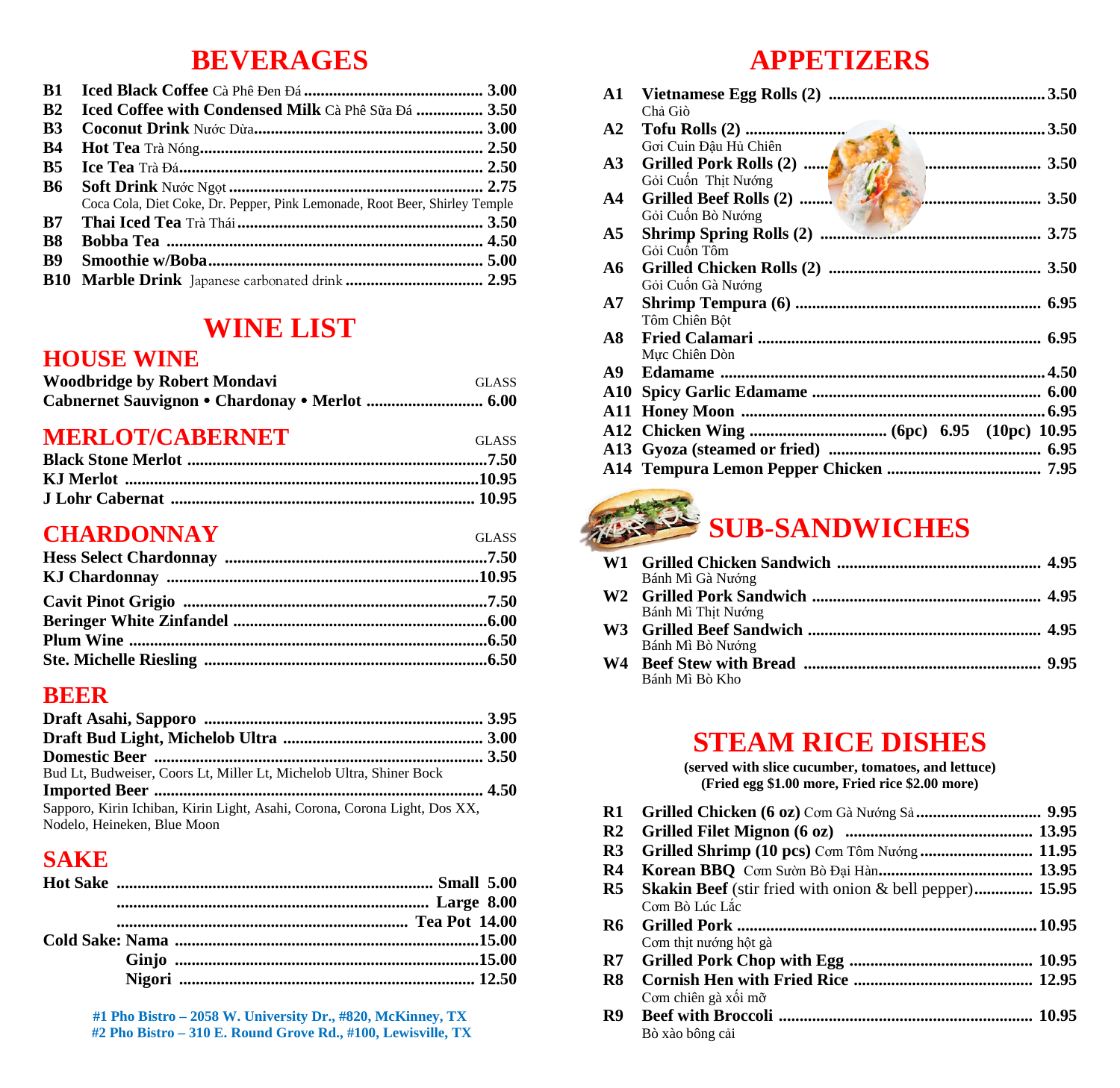# BEVERAGES

| | | |
|---|---|---|
| B1 | **Iced Black Coffee** Cà Phê Đen Đá | 3.00 |
| B2 | **Iced Coffee with Condensed Milk** Cà Phê Sữa Đá | 3.50 |
| B3 | **Coconut Drink** Nước Dừa | 3.00 |
| B4 | **Hot Tea** Trà Nóng | 2.50 |
| B5 | **Ice Tea** Trà Đá | 2.50 |
| B6 | **Soft Drink** Nước Ngọt<br>Coca Cola, Diet Coke, Dr. Pepper, Pink Lemonade, Root Beer, Shirley Temple | 2.75 |
| B7 | **Thai Iced Tea** Trà Thái | 3.50 |
| B8 | **Bobba Tea** | 4.50 |
| B9 | **Smoothie w/Boba** | 5.00 |
| B10 | **Marble Drink** Japanese carbonated drink | 2.95 |

# WINE LIST

## HOUSE WINE

| | GLASS |
|---|---|
| **Woodbridge by Robert Mondavi** | |
| **Cabnernet Sauvignon • Chardonay • Merlot** | 6.00 |

## MERLOT/CABERNET

| | GLASS |
|---|---|
| **Black Stone Merlot** | 7.50 |
| **KJ Merlot** | 10.95 |
| **J Lohr Cabernat** | 10.95 |

## CHARDONNAY

| | GLASS |
|---|---|
| **Hess Select Chardonnay** | 7.50 |
| **KJ Chardonnay** | 10.95 |
| **Cavit Pinot Grigio** | 7.50 |
| **Beringer White Zinfandel** | 6.00 |
| **Plum Wine** | 6.50 |
| **Ste. Michelle Riesling** | 6.50 |

## BEER

| | |
|---|---|
| **Draft Asahi, Sapporo** | 3.95 |
| **Draft Bud Light, Michelob Ultra** | 3.00 |
| **Domestic Beer**<br>Bud Lt, Budweiser, Coors Lt, Miller Lt, Michelob Ultra, Shiner Bock | 3.50 |
| **Imported Beer**<br>Sapporo, Kirin Ichiban, Kirin Light, Asahi, Corona, Corona Light, Dos XX, Nodelo, Heineken, Blue Moon | 4.50 |

## SAKE

| | | |
|---|---|---|
| **Hot Sake** | **Small** | 5.00 |
| | **Large** | 8.00 |
| | **Tea Pot** | 14.00 |
| **Cold Sake: Nama** | | 15.00 |
| **Ginjo** | | 15.00 |
| **Nigori** | | 12.50 |

**#1 Pho Bistro – 2058 W. University Dr., #820, McKinney, TX**
**#2 Pho Bistro – 310 E. Round Grove Rd., #100, Lewisville, TX**

# APPETIZERS

| | | |
|---|---|---|
| A1 | **Vietnamese Egg Rolls (2)**<br>Chả Giò | 3.50 |
| A2 | **Tofu Rolls (2)**<br>Gơi Cuin Đậu Hủ Chiên | 3.50 |
| A3 | **Grilled Pork Rolls (2)**<br>Gỏi Cuốn Thịt Nướng | 3.50 |
| A4 | **Grilled Beef Rolls (2)**<br>Gỏi Cuốn Bò Nướng | 3.50 |
| A5 | **Shrimp Spring Rolls (2)**<br>Gỏi Cuốn Tôm | 3.75 |
| A6 | **Grilled Chicken Rolls (2)**<br>Gỏi Cuốn Gà Nướng | 3.50 |
| A7 | **Shrimp Tempura (6)**<br>Tôm Chiên Bột | 6.95 |
| A8 | **Fried Calamari**<br>Mực Chiên Dòn | 6.95 |
| A9 | **Edamame** | 4.50 |
| A10 | **Spicy Garlic Edamame** | 6.00 |
| A11 | **Honey Moon** | 6.95 |
| A12 | **Chicken Wing** (6pc) 6.95 (10pc) | 10.95 |
| A13 | **Gyoza (steamed or fried)** | 6.95 |
| A14 | **Tempura Lemon Pepper Chicken** | 7.95 |

# SUB-SANDWICHES

| | | |
|---|---|---|
| W1 | **Grilled Chicken Sandwich**<br>Bánh Mì Gà Nướng | 4.95 |
| W2 | **Grilled Pork Sandwich**<br>Bánh Mì Thịt Nướng | 4.95 |
| W3 | **Grilled Beef Sandwich**<br>Bánh Mì Bò Nướng | 4.95 |
| W4 | **Beef Stew with Bread**<br>Bánh Mì Bò Kho | 9.95 |

# STEAM RICE DISHES

**(served with slice cucumber, tomatoes, and lettuce)**
**(Fried egg $1.00 more, Fried rice $2.00 more)**

| | | |
|---|---|---|
| R1 | **Grilled Chicken (6 oz)** Cơm Gà Nướng Sả | 9.95 |
| R2 | **Grilled Filet Mignon (6 oz)** | 13.95 |
| R3 | **Grilled Shrimp (10 pcs)** Cơm Tôm Nướng | 11.95 |
| R4 | **Korean BBQ** Cơm Sườn Bò Đại Hàn | 13.95 |
| R5 | **Skakin Beef** (stir fried with onion & bell pepper)<br>Cơm Bò Lúc Lắc | 15.95 |
| R6 | **Grilled Pork**<br>Cơm thịt nướng hột gà | 10.95 |
| R7 | **Grilled Pork Chop with Egg** | 10.95 |
| R8 | **Cornish Hen with Fried Rice**<br>Cơm chiên gà xối mỡ | 12.95 |
| R9 | **Beef with Broccoli**<br>Bò xào bông cải | 10.95 |